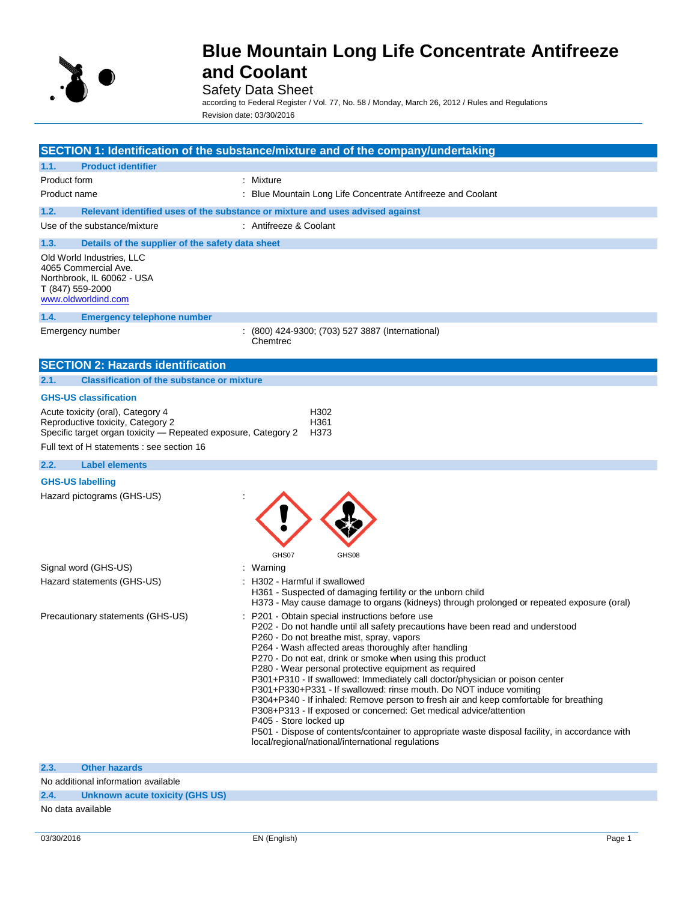# Blue Mountain Long Life Concentrate Antifreeze and Coolant

Safety Data Sheet

according to Federal Register / Vol. 77, No. 58 / Monday, March 26, 2012 / Rules and Regulations

Revision date: 03/30/2016

## SECTION 1: Identification of the substance/mixture and of the company/undertaking

### 1.1. Product identifier

Product form : Mixture

Product name : Blue Mountain Long Life Concentrate Antifreeze and Coolant

### 1.2. Relevant identified uses of the substance or mixture and uses advised against

Use of the substance/mixture : Antifreeze & Coolant

### 1.3. Details of the supplier of the safety data sheet

Old World Industries, LLC
4065 Commercial Ave.
Northbrook, IL 60062 - USA
T (847) 559-2000
www.oldworldind.com

### 1.4. Emergency telephone number

Emergency number : (800) 424-9300; (703) 527 3887 (International) Chemtrec

## SECTION 2: Hazards identification

### 2.1. Classification of the substance or mixture

**GHS-US classification**

| Classification | H statement |
|---|---|
| Acute toxicity (oral), Category 4 | H302 |
| Reproductive toxicity, Category 2 | H361 |
| Specific target organ toxicity — Repeated exposure, Category 2 | H373 |

Full text of H statements : see section 16

### 2.2. Label elements

**GHS-US labelling**

Hazard pictograms (GHS-US) :

GHS07 GHS08

Signal word (GHS-US) : Warning

Hazard statements (GHS-US) :
- H302 - Harmful if swallowed
- H361 - Suspected of damaging fertility or the unborn child
- H373 - May cause damage to organs (kidneys) through prolonged or repeated exposure (oral)

Precautionary statements (GHS-US) :
- P201 - Obtain special instructions before use
- P202 - Do not handle until all safety precautions have been read and understood
- P260 - Do not breathe mist, spray, vapors
- P264 - Wash affected areas thoroughly after handling
- P270 - Do not eat, drink or smoke when using this product
- P280 - Wear personal protective equipment as required
- P301+P310 - If swallowed: Immediately call doctor/physician or poison center
- P301+P330+P331 - If swallowed: rinse mouth. Do NOT induce vomiting
- P304+P340 - If inhaled: Remove person to fresh air and keep comfortable for breathing
- P308+P313 - If exposed or concerned: Get medical advice/attention
- P405 - Store locked up
- P501 - Dispose of contents/container to appropriate waste disposal facility, in accordance with local/regional/national/international regulations

### 2.3. Other hazards

No additional information available

### 2.4. Unknown acute toxicity (GHS US)

No data available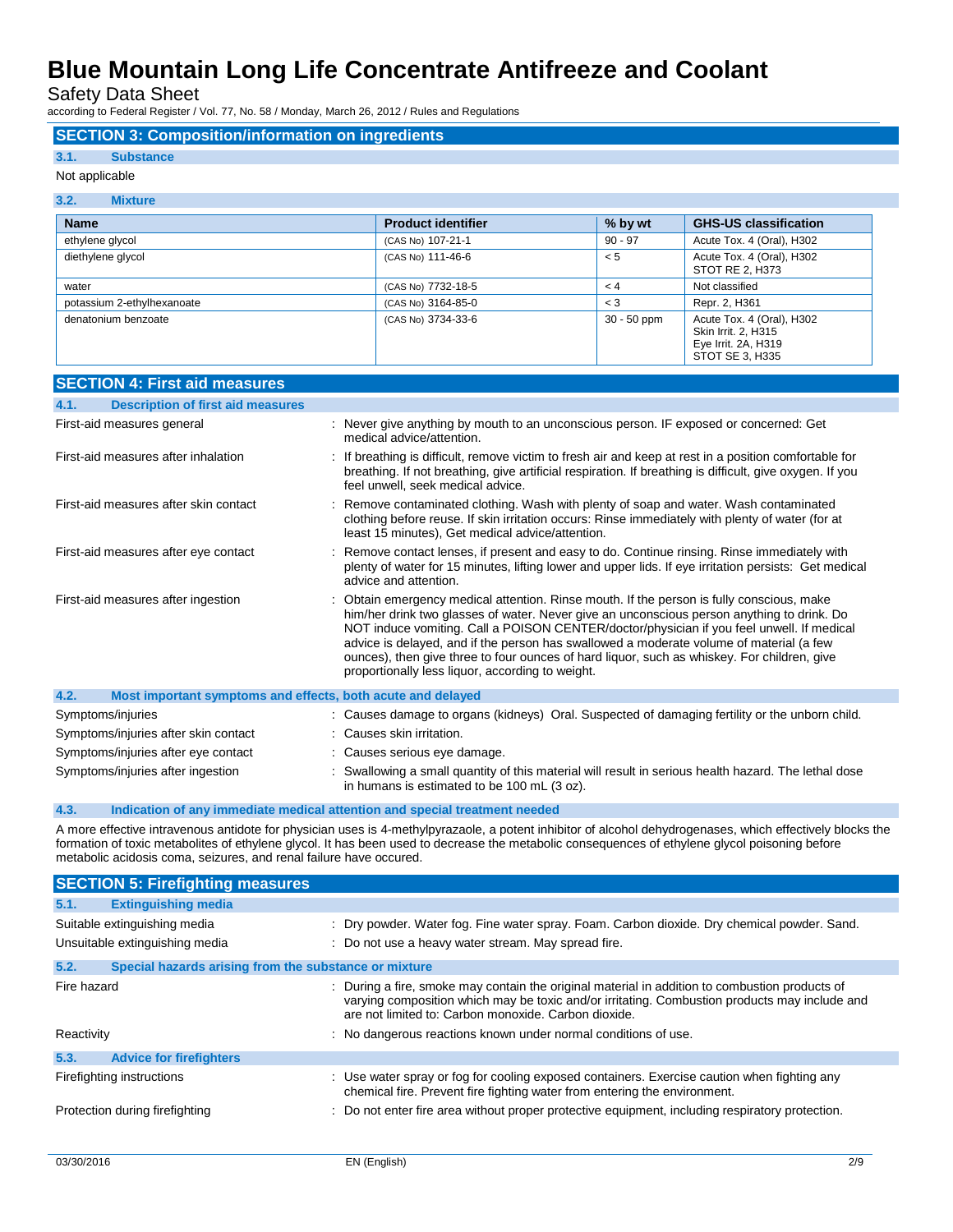## SECTION 3: Composition/information on ingredients

### 3.1. Substance

Not applicable

### 3.2. Mixture

| Name | Product identifier | % by wt | GHS-US classification |
|---|---|---|---|
| ethylene glycol | (CAS No) 107-21-1 | 90 - 97 | Acute Tox. 4 (Oral), H302 |
| diethylene glycol | (CAS No) 111-46-6 | < 5 | Acute Tox. 4 (Oral), H302<br>STOT RE 2, H373 |
| water | (CAS No) 7732-18-5 | < 4 | Not classified |
| potassium 2-ethylhexanoate | (CAS No) 3164-85-0 | < 3 | Repr. 2, H361 |
| denatonium benzoate | (CAS No) 3734-33-6 | 30 - 50 ppm | Acute Tox. 4 (Oral), H302<br>Skin Irrit. 2, H315<br>Eye Irrit. 2A, H319<br>STOT SE 3, H335 |

## SECTION 4: First aid measures

### 4.1. Description of first aid measures

First-aid measures general : Never give anything by mouth to an unconscious person. IF exposed or concerned: Get medical advice/attention.

First-aid measures after inhalation : If breathing is difficult, remove victim to fresh air and keep at rest in a position comfortable for breathing. If not breathing, give artificial respiration. If breathing is difficult, give oxygen. If you feel unwell, seek medical advice.

First-aid measures after skin contact : Remove contaminated clothing. Wash with plenty of soap and water. Wash contaminated clothing before reuse. If skin irritation occurs: Rinse immediately with plenty of water (for at least 15 minutes), Get medical advice/attention.

First-aid measures after eye contact : Remove contact lenses, if present and easy to do. Continue rinsing. Rinse immediately with plenty of water for 15 minutes, lifting lower and upper lids. If eye irritation persists: Get medical advice and attention.

First-aid measures after ingestion : Obtain emergency medical attention. Rinse mouth. If the person is fully conscious, make him/her drink two glasses of water. Never give an unconscious person anything to drink. Do NOT induce vomiting. Call a POISON CENTER/doctor/physician if you feel unwell. If medical advice is delayed, and if the person has swallowed a moderate volume of material (a few ounces), then give three to four ounces of hard liquor, such as whiskey. For children, give proportionally less liquor, according to weight.

### 4.2. Most important symptoms and effects, both acute and delayed

Symptoms/injuries : Causes damage to organs (kidneys) Oral. Suspected of damaging fertility or the unborn child.

Symptoms/injuries after skin contact : Causes skin irritation.

Symptoms/injuries after eye contact : Causes serious eye damage.

Symptoms/injuries after ingestion : Swallowing a small quantity of this material will result in serious health hazard. The lethal dose in humans is estimated to be 100 mL (3 oz).

### 4.3. Indication of any immediate medical attention and special treatment needed

A more effective intravenous antidote for physician uses is 4-methylpyrazaole, a potent inhibitor of alcohol dehydrogenases, which effectively blocks the formation of toxic metabolites of ethylene glycol. It has been used to decrease the metabolic consequences of ethylene glycol poisoning before metabolic acidosis coma, seizures, and renal failure have occured.

## SECTION 5: Firefighting measures

### 5.1. Extinguishing media

Suitable extinguishing media : Dry powder. Water fog. Fine water spray. Foam. Carbon dioxide. Dry chemical powder. Sand.

Unsuitable extinguishing media : Do not use a heavy water stream. May spread fire.

### 5.2. Special hazards arising from the substance or mixture

Fire hazard : During a fire, smoke may contain the original material in addition to combustion products of varying composition which may be toxic and/or irritating. Combustion products may include and are not limited to: Carbon monoxide. Carbon dioxide.

Reactivity : No dangerous reactions known under normal conditions of use.

### 5.3. Advice for firefighters

Firefighting instructions : Use water spray or fog for cooling exposed containers. Exercise caution when fighting any chemical fire. Prevent fire fighting water from entering the environment.

Protection during firefighting : Do not enter fire area without proper protective equipment, including respiratory protection.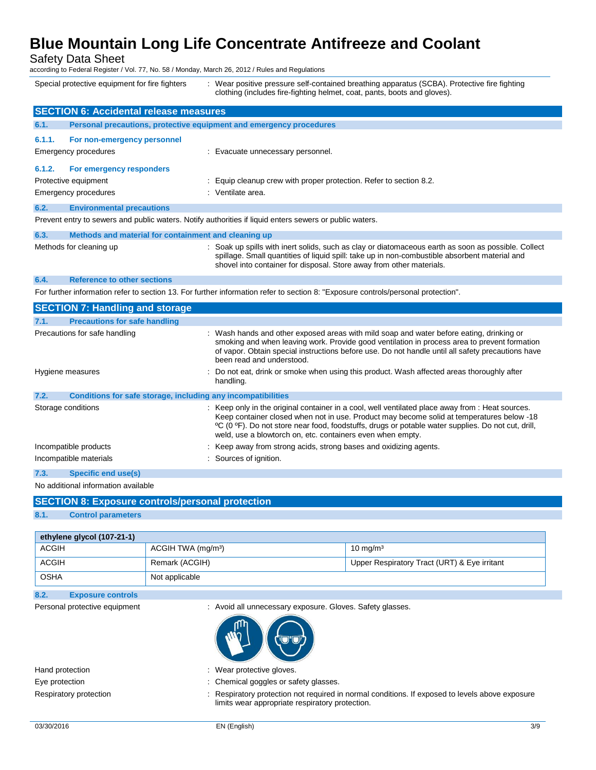Special protective equipment for fire fighters : Wear positive pressure self-contained breathing apparatus (SCBA). Protective fire fighting clothing (includes fire-fighting helmet, coat, pants, boots and gloves).

## SECTION 6: Accidental release measures

### 6.1. Personal precautions, protective equipment and emergency procedures

#### 6.1.1. For non-emergency personnel

Emergency procedures : Evacuate unnecessary personnel.

#### 6.1.2. For emergency responders

Protective equipment : Equip cleanup crew with proper protection. Refer to section 8.2.

Emergency procedures : Ventilate area.

### 6.2. Environmental precautions

Prevent entry to sewers and public waters. Notify authorities if liquid enters sewers or public waters.

### 6.3. Methods and material for containment and cleaning up

Methods for cleaning up : Soak up spills with inert solids, such as clay or diatomaceous earth as soon as possible. Collect spillage. Small quantities of liquid spill: take up in non-combustible absorbent material and shovel into container for disposal. Store away from other materials.

### 6.4. Reference to other sections

For further information refer to section 13. For further information refer to section 8: "Exposure controls/personal protection".

## SECTION 7: Handling and storage

### 7.1. Precautions for safe handling

Precautions for safe handling : Wash hands and other exposed areas with mild soap and water before eating, drinking or smoking and when leaving work. Provide good ventilation in process area to prevent formation of vapor. Obtain special instructions before use. Do not handle until all safety precautions have been read and understood.

Hygiene measures : Do not eat, drink or smoke when using this product. Wash affected areas thoroughly after handling.

### 7.2. Conditions for safe storage, including any incompatibilities

Storage conditions : Keep only in the original container in a cool, well ventilated place away from : Heat sources. Keep container closed when not in use. Product may become solid at temperatures below -18 ºC (0 ºF). Do not store near food, foodstuffs, drugs or potable water supplies. Do not cut, drill, weld, use a blowtorch on, etc. containers even when empty.

Incompatible products : Keep away from strong acids, strong bases and oxidizing agents.

Incompatible materials : Sources of ignition.

### 7.3. Specific end use(s)

No additional information available

## SECTION 8: Exposure controls/personal protection

### 8.1. Control parameters

| ethylene glycol (107-21-1) | | |
|---|---|---|
| ACGIH | ACGIH TWA (mg/m³) | 10 mg/m³ |
| ACGIH | Remark (ACGIH) | Upper Respiratory Tract (URT) & Eye irritant |
| OSHA | Not applicable | |

### 8.2. Exposure controls

Personal protective equipment : Avoid all unnecessary exposure. Gloves. Safety glasses.

Hand protection : Wear protective gloves.

Eye protection : Chemical goggles or safety glasses.

Respiratory protection : Respiratory protection not required in normal conditions. If exposed to levels above exposure limits wear appropriate respiratory protection.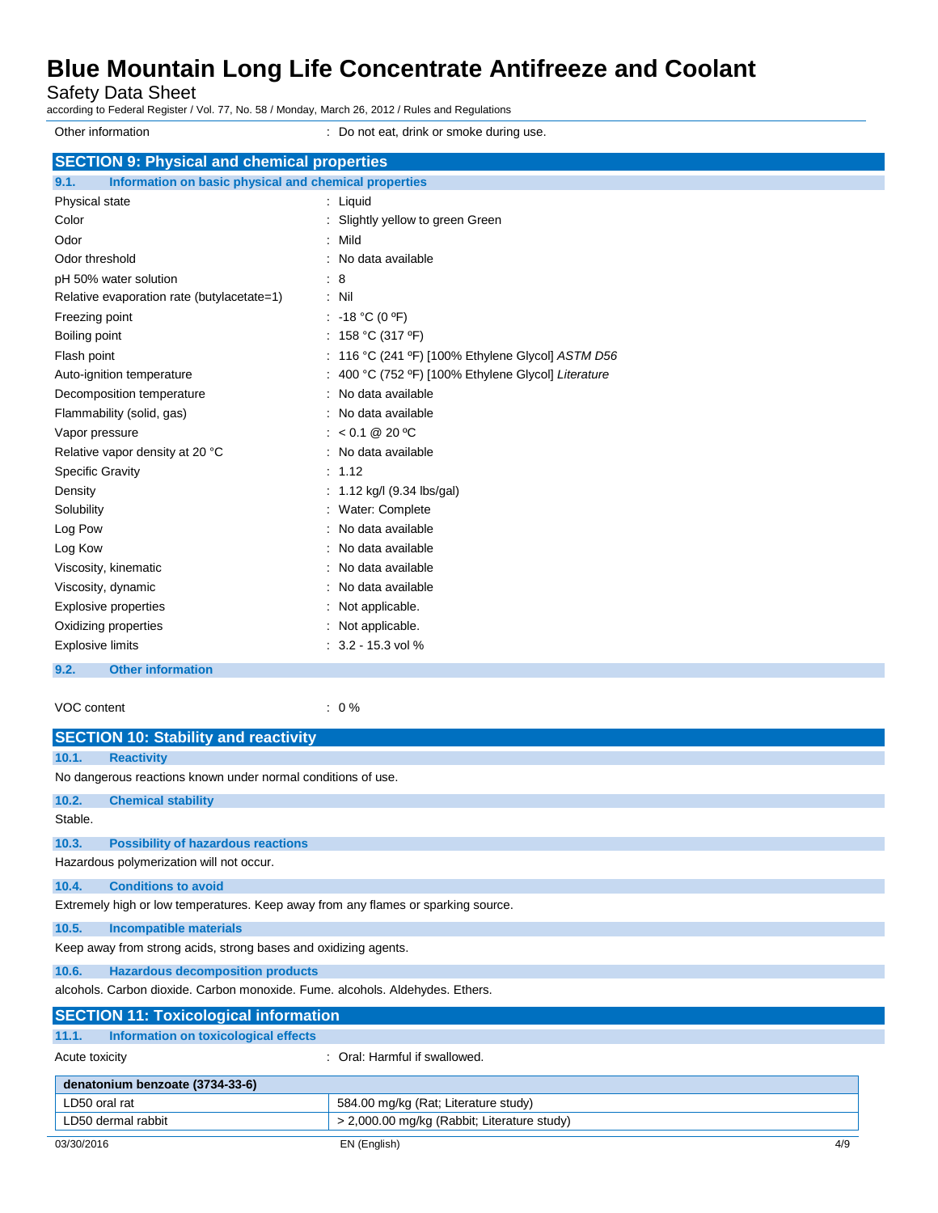| | |
|---|---|
| Other information | : Do not eat, drink or smoke during use. |

## SECTION 9: Physical and chemical properties

### 9.1. Information on basic physical and chemical properties

| | |
|---|---|
| Physical state | : Liquid |
| Color | : Slightly yellow to green Green |
| Odor | : Mild |
| Odor threshold | : No data available |
| pH 50% water solution | : 8 |
| Relative evaporation rate (butylacetate=1) | : Nil |
| Freezing point | : -18 °C (0 ºF) |
| Boiling point | : 158 °C (317 ºF) |
| Flash point | : 116 °C (241 ºF) [100% Ethylene Glycol] *ASTM D56* |
| Auto-ignition temperature | : 400 °C (752 ºF) [100% Ethylene Glycol] *Literature* |
| Decomposition temperature | : No data available |
| Flammability (solid, gas) | : No data available |
| Vapor pressure | : < 0.1 @ 20 ºC |
| Relative vapor density at 20 °C | : No data available |
| Specific Gravity | : 1.12 |
| Density | : 1.12 kg/l (9.34 lbs/gal) |
| Solubility | : Water: Complete |
| Log Pow | : No data available |
| Log Kow | : No data available |
| Viscosity, kinematic | : No data available |
| Viscosity, dynamic | : No data available |
| Explosive properties | : Not applicable. |
| Oxidizing properties | : Not applicable. |
| Explosive limits | : 3.2 - 15.3 vol % |

### 9.2. Other information

| | |
|---|---|
| VOC content | : 0 % |

## SECTION 10: Stability and reactivity

### 10.1. Reactivity

No dangerous reactions known under normal conditions of use.

### 10.2. Chemical stability

Stable.

### 10.3. Possibility of hazardous reactions

Hazardous polymerization will not occur.

### 10.4. Conditions to avoid

Extremely high or low temperatures. Keep away from any flames or sparking source.

### 10.5. Incompatible materials

Keep away from strong acids, strong bases and oxidizing agents.

### 10.6. Hazardous decomposition products

alcohols. Carbon dioxide. Carbon monoxide. Fume. alcohols. Aldehydes. Ethers.

## SECTION 11: Toxicological information

### 11.1. Information on toxicological effects

| | |
|---|---|
| Acute toxicity | : Oral: Harmful if swallowed. |

| denatonium benzoate (3734-33-6) | |
|---|---|
| LD50 oral rat | 584.00 mg/kg (Rat; Literature study) |
| LD50 dermal rabbit | > 2,000.00 mg/kg (Rabbit; Literature study) |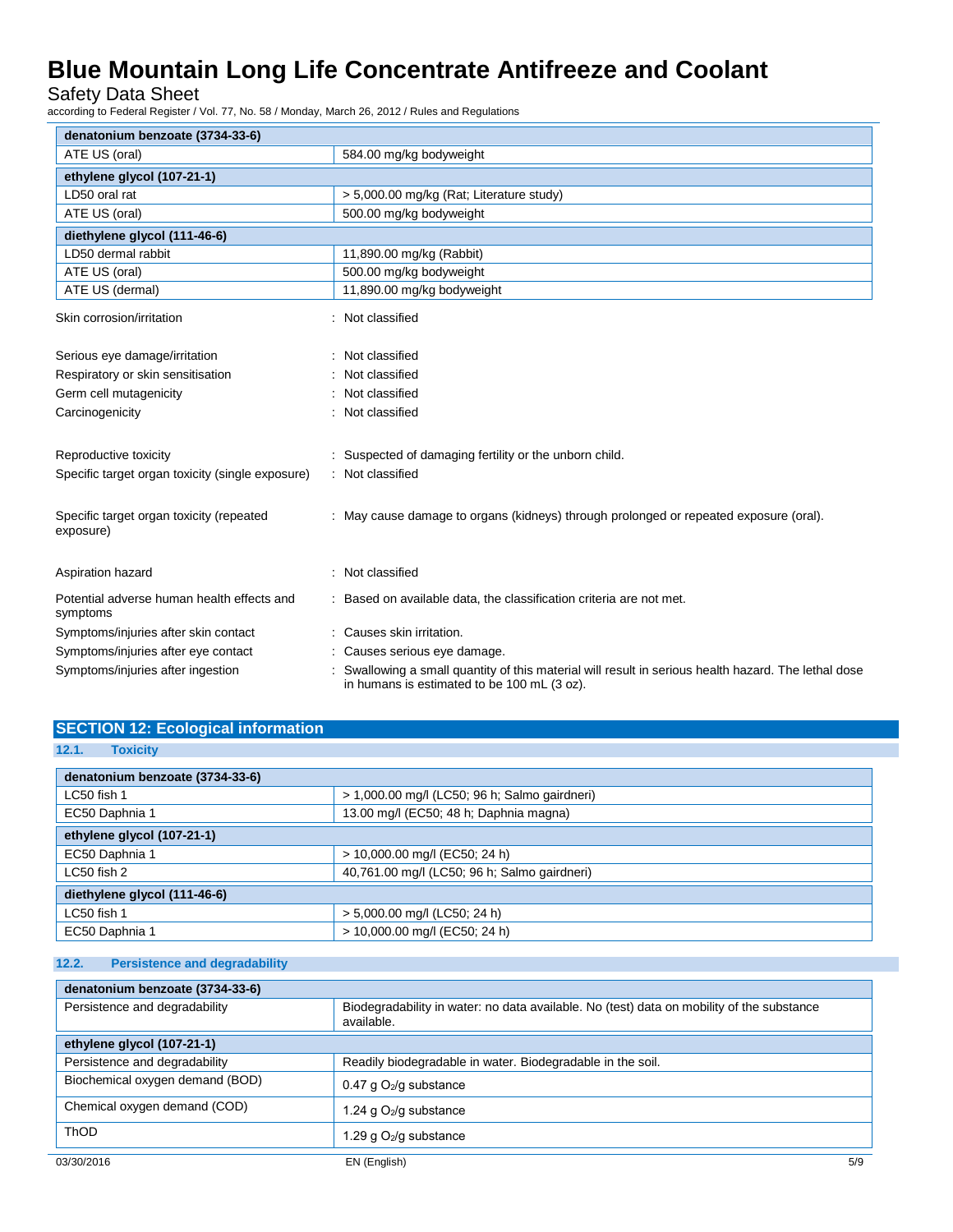| denatonium benzoate (3734-33-6) | |
|---|---|
| ATE US (oral) | 584.00 mg/kg bodyweight |

| ethylene glycol (107-21-1) | |
|---|---|
| LD50 oral rat | > 5,000.00 mg/kg (Rat; Literature study) |
| ATE US (oral) | 500.00 mg/kg bodyweight |

| diethylene glycol (111-46-6) | |
|---|---|
| LD50 dermal rabbit | 11,890.00 mg/kg (Rabbit) |
| ATE US (oral) | 500.00 mg/kg bodyweight |
| ATE US (dermal) | 11,890.00 mg/kg bodyweight |

Skin corrosion/irritation : Not classified

Serious eye damage/irritation : Not classified

Respiratory or skin sensitisation : Not classified

Germ cell mutagenicity : Not classified

Carcinogenicity : Not classified

Reproductive toxicity : Suspected of damaging fertility or the unborn child.

Specific target organ toxicity (single exposure) : Not classified

Specific target organ toxicity (repeated exposure) : May cause damage to organs (kidneys) through prolonged or repeated exposure (oral).

Aspiration hazard : Not classified

Potential adverse human health effects and symptoms : Based on available data, the classification criteria are not met.

Symptoms/injuries after skin contact : Causes skin irritation.

Symptoms/injuries after eye contact : Causes serious eye damage.

Symptoms/injuries after ingestion : Swallowing a small quantity of this material will result in serious health hazard. The lethal dose in humans is estimated to be 100 mL (3 oz).

## SECTION 12: Ecological information

### 12.1. Toxicity

| denatonium benzoate (3734-33-6) | |
|---|---|
| LC50 fish 1 | > 1,000.00 mg/l (LC50; 96 h; Salmo gairdneri) |
| EC50 Daphnia 1 | 13.00 mg/l (EC50; 48 h; Daphnia magna) |

| ethylene glycol (107-21-1) | |
|---|---|
| EC50 Daphnia 1 | > 10,000.00 mg/l (EC50; 24 h) |
| LC50 fish 2 | 40,761.00 mg/l (LC50; 96 h; Salmo gairdneri) |

| diethylene glycol (111-46-6) | |
|---|---|
| LC50 fish 1 | > 5,000.00 mg/l (LC50; 24 h) |
| EC50 Daphnia 1 | > 10,000.00 mg/l (EC50; 24 h) |

### 12.2. Persistence and degradability

| denatonium benzoate (3734-33-6) | |
|---|---|
| Persistence and degradability | Biodegradability in water: no data available. No (test) data on mobility of the substance available. |

| ethylene glycol (107-21-1) | |
|---|---|
| Persistence and degradability | Readily biodegradable in water. Biodegradable in the soil. |
| Biochemical oxygen demand (BOD) | 0.47 g $O_2$/g substance |
| Chemical oxygen demand (COD) | 1.24 g $O_2$/g substance |
| ThOD | 1.29 g $O_2$/g substance |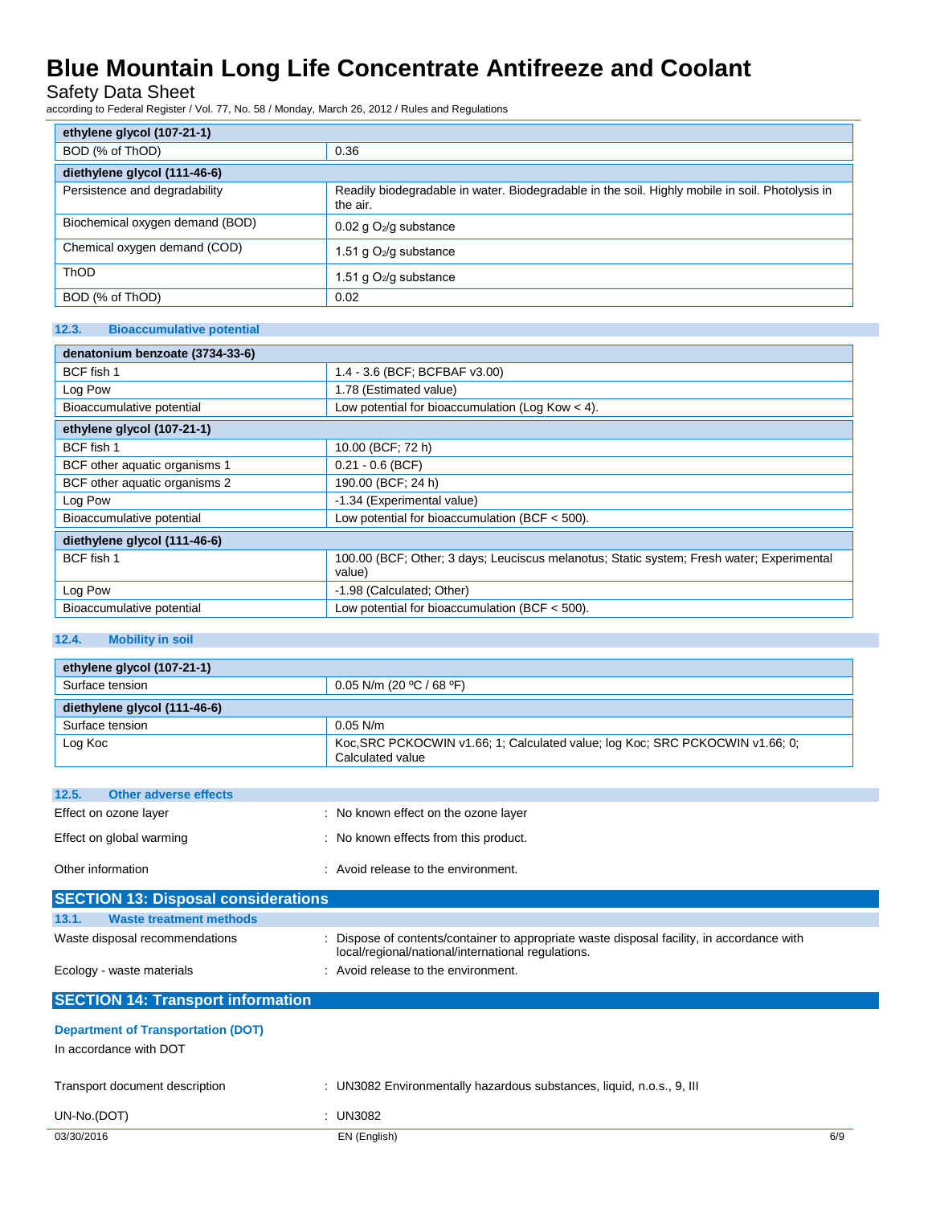| ethylene glycol (107-21-1) | |
|---|---|
| BOD (% of ThOD) | 0.36 |

| diethylene glycol (111-46-6) | |
|---|---|
| Persistence and degradability | Readily biodegradable in water. Biodegradable in the soil. Highly mobile in soil. Photolysis in the air. |
| Biochemical oxygen demand (BOD) | 0.02 g $O_2$/g substance |
| Chemical oxygen demand (COD) | 1.51 g $O_2$/g substance |
| ThOD | 1.51 g $O_2$/g substance |
| BOD (% of ThOD) | 0.02 |

### 12.3. Bioaccumulative potential

| denatonium benzoate (3734-33-6) | |
|---|---|
| BCF fish 1 | 1.4 - 3.6 (BCF; BCFBAF v3.00) |
| Log Pow | 1.78 (Estimated value) |
| Bioaccumulative potential | Low potential for bioaccumulation (Log Kow < 4). |

| ethylene glycol (107-21-1) | |
|---|---|
| BCF fish 1 | 10.00 (BCF; 72 h) |
| BCF other aquatic organisms 1 | 0.21 - 0.6 (BCF) |
| BCF other aquatic organisms 2 | 190.00 (BCF; 24 h) |
| Log Pow | -1.34 (Experimental value) |
| Bioaccumulative potential | Low potential for bioaccumulation (BCF < 500). |

| diethylene glycol (111-46-6) | |
|---|---|
| BCF fish 1 | 100.00 (BCF; Other; 3 days; Leuciscus melanotus; Static system; Fresh water; Experimental value) |
| Log Pow | -1.98 (Calculated; Other) |
| Bioaccumulative potential | Low potential for bioaccumulation (BCF < 500). |

### 12.4. Mobility in soil

| ethylene glycol (107-21-1) | |
|---|---|
| Surface tension | 0.05 N/m (20 ºC / 68 ºF) |

| diethylene glycol (111-46-6) | |
|---|---|
| Surface tension | 0.05 N/m |
| Log Koc | Koc,SRC PCKOCWIN v1.66; 1; Calculated value; log Koc; SRC PCKOCWIN v1.66; 0; Calculated value |

### 12.5. Other adverse effects

Effect on ozone layer : No known effect on the ozone layer

Effect on global warming : No known effects from this product.

Other information : Avoid release to the environment.

## SECTION 13: Disposal considerations

### 13.1. Waste treatment methods

Waste disposal recommendations : Dispose of contents/container to appropriate waste disposal facility, in accordance with local/regional/national/international regulations.

Ecology - waste materials : Avoid release to the environment.

## SECTION 14: Transport information

**Department of Transportation (DOT)**

In accordance with DOT

Transport document description : UN3082 Environmentally hazardous substances, liquid, n.o.s., 9, III

UN-No.(DOT) : UN3082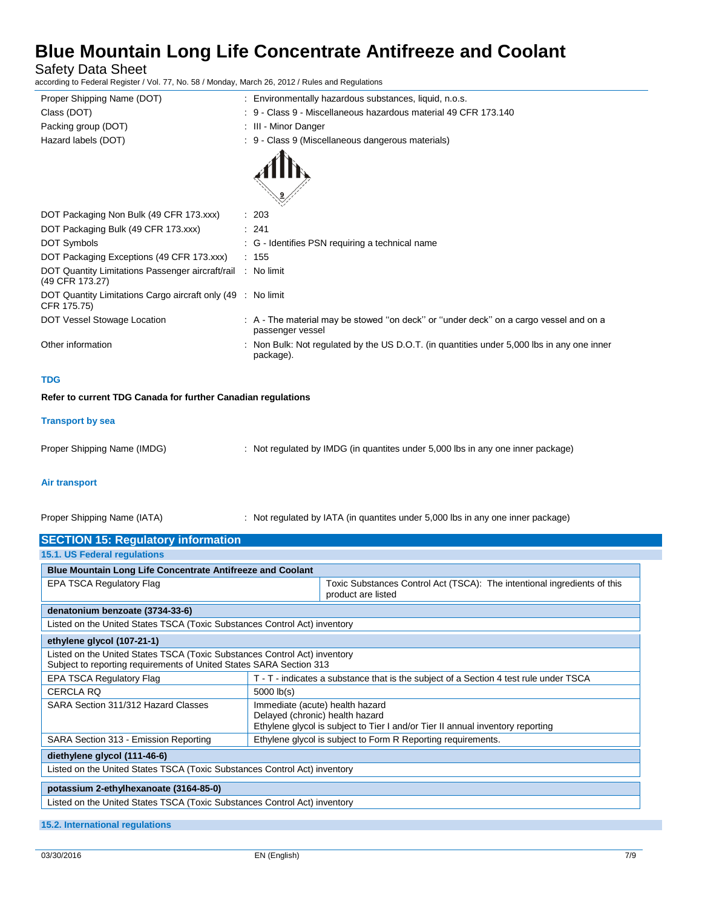| | |
|---|---|
| Proper Shipping Name (DOT) | : Environmentally hazardous substances, liquid, n.o.s. |
| Class (DOT) | : 9 - Class 9 - Miscellaneous hazardous material 49 CFR 173.140 |
| Packing group (DOT) | : III - Minor Danger |
| Hazard labels (DOT) | : 9 - Class 9 (Miscellaneous dangerous materials) |
| DOT Packaging Non Bulk (49 CFR 173.xxx) | : 203 |
| DOT Packaging Bulk (49 CFR 173.xxx) | : 241 |
| DOT Symbols | : G - Identifies PSN requiring a technical name |
| DOT Packaging Exceptions (49 CFR 173.xxx) | : 155 |
| DOT Quantity Limitations Passenger aircraft/rail (49 CFR 173.27) | : No limit |
| DOT Quantity Limitations Cargo aircraft only (49 CFR 175.75) | : No limit |
| DOT Vessel Stowage Location | : A - The material may be stowed "on deck" or "under deck" on a cargo vessel and on a passenger vessel |
| Other information | : Non Bulk: Not regulated by the US D.O.T. (in quantities under 5,000 lbs in any one inner package). |

**TDG**

**Refer to current TDG Canada for further Canadian regulations**

**Transport by sea**

Proper Shipping Name (IMDG) : Not regulated by IMDG (in quantites under 5,000 lbs in any one inner package)

**Air transport**

Proper Shipping Name (IATA) : Not regulated by IATA (in quantites under 5,000 lbs in any one inner package)

## SECTION 15: Regulatory information

### 15.1. US Federal regulations

| **Blue Mountain Long Life Concentrate Antifreeze and Coolant** | |
|---|---|
| EPA TSCA Regulatory Flag | Toxic Substances Control Act (TSCA): The intentional ingredients of this product are listed |

| **denatonium benzoate (3734-33-6)** |
|---|
| Listed on the United States TSCA (Toxic Substances Control Act) inventory |

| **ethylene glycol (107-21-1)** | |
|---|---|
| Listed on the United States TSCA (Toxic Substances Control Act) inventory<br>Subject to reporting requirements of United States SARA Section 313 | |
| EPA TSCA Regulatory Flag | T - T - indicates a substance that is the subject of a Section 4 test rule under TSCA |
| CERCLA RQ | 5000 lb(s) |
| SARA Section 311/312 Hazard Classes | Immediate (acute) health hazard<br>Delayed (chronic) health hazard<br>Ethylene glycol is subject to Tier I and/or Tier II annual inventory reporting |
| SARA Section 313 - Emission Reporting | Ethylene glycol is subject to Form R Reporting requirements. |

| **diethylene glycol (111-46-6)** |
|---|
| Listed on the United States TSCA (Toxic Substances Control Act) inventory |

| **potassium 2-ethylhexanoate (3164-85-0)** |
|---|
| Listed on the United States TSCA (Toxic Substances Control Act) inventory |

### 15.2. International regulations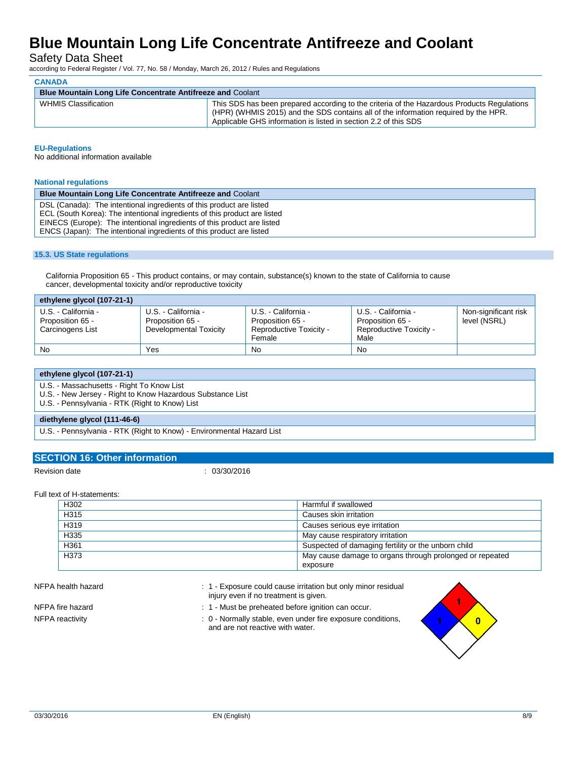### CANADA

| Blue Mountain Long Life Concentrate Antifreeze and Coolant | |
|---|---|
| WHMIS Classification | This SDS has been prepared according to the criteria of the Hazardous Products Regulations (HPR) (WHMIS 2015) and the SDS contains all of the information required by the HPR. Applicable GHS information is listed in section 2.2 of this SDS |

### EU-Regulations

No additional information available

### National regulations

| Blue Mountain Long Life Concentrate Antifreeze and Coolant |
|---|
| DSL (Canada): The intentional ingredients of this product are listed<br>ECL (South Korea): The intentional ingredients of this product are listed<br>EINECS (Europe): The intentional ingredients of this product are listed<br>ENCS (Japan): The intentional ingredients of this product are listed |

### 15.3. US State regulations

California Proposition 65 - This product contains, or may contain, substance(s) known to the state of California to cause cancer, developmental toxicity and/or reproductive toxicity

| ethylene glycol (107-21-1) | | | | |
|---|---|---|---|---|
| U.S. - California - Proposition 65 - Carcinogens List | U.S. - California - Proposition 65 - Developmental Toxicity | U.S. - California - Proposition 65 - Reproductive Toxicity - Female | U.S. - California - Proposition 65 - Reproductive Toxicity - Male | Non-significant risk level (NSRL) |
| No | Yes | No | No | |

| ethylene glycol (107-21-1) |
|---|
| U.S. - Massachusetts - Right To Know List<br>U.S. - New Jersey - Right to Know Hazardous Substance List<br>U.S. - Pennsylvania - RTK (Right to Know) List |
| **diethylene glycol (111-46-6)** |
| U.S. - Pennsylvania - RTK (Right to Know) - Environmental Hazard List |

## SECTION 16: Other information

Revision date : 03/30/2016

Full text of H-statements:

| | |
|---|---|
| H302 | Harmful if swallowed |
| H315 | Causes skin irritation |
| H319 | Causes serious eye irritation |
| H335 | May cause respiratory irritation |
| H361 | Suspected of damaging fertility or the unborn child |
| H373 | May cause damage to organs through prolonged or repeated exposure |

NFPA health hazard : 1 - Exposure could cause irritation but only minor residual injury even if no treatment is given.

NFPA fire hazard : 1 - Must be preheated before ignition can occur.

NFPA reactivity : 0 - Normally stable, even under fire exposure conditions, and are not reactive with water.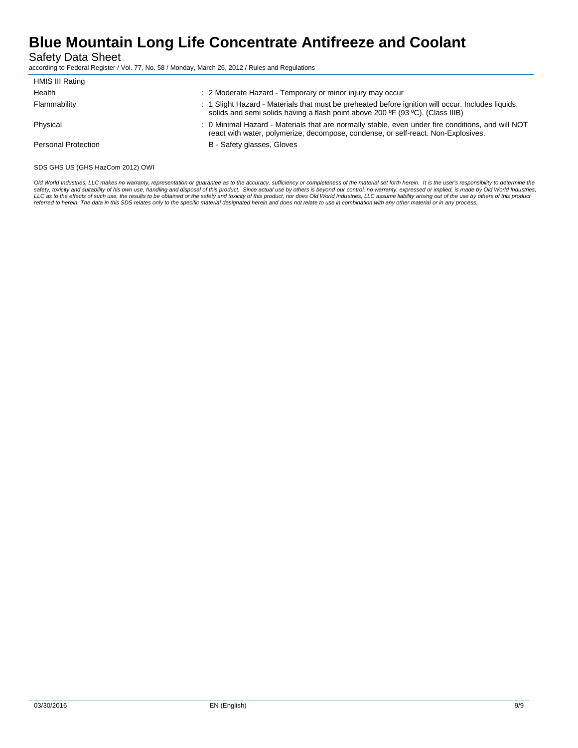| | |
|---|---|
| HMIS III Rating | |
| Health | : 2 Moderate Hazard - Temporary or minor injury may occur |
| Flammability | : 1 Slight Hazard - Materials that must be preheated before ignition will occur. Includes liquids, solids and semi solids having a flash point above 200 ºF (93 ºC). (Class IIIB) |
| Physical | : 0 Minimal Hazard - Materials that are normally stable, even under fire conditions, and will NOT react with water, polymerize, decompose, condense, or self-react. Non-Explosives. |
| Personal Protection | B - Safety glasses, Gloves |

SDS GHS US (GHS HazCom 2012) OWI

*Old World Industries, LLC makes no warranty, representation or guarantee as to the accuracy, sufficiency or completeness of the material set forth herein. It is the user's responsibility to determine the safety, toxicity and suitability of his own use, handling and disposal of this product. Since actual use by others is beyond our control, no warranty, expressed or implied, is made by Old World Industries, LLC as to the effects of such use, the results to be obtained or the safety and toxicity of this product, nor does Old World Industries, LLC assume liability arising out of the use by others of this product referred to herein. The data in this SDS relates only to the specific material designated herein and does not relate to use in combination with any other material or in any process.*